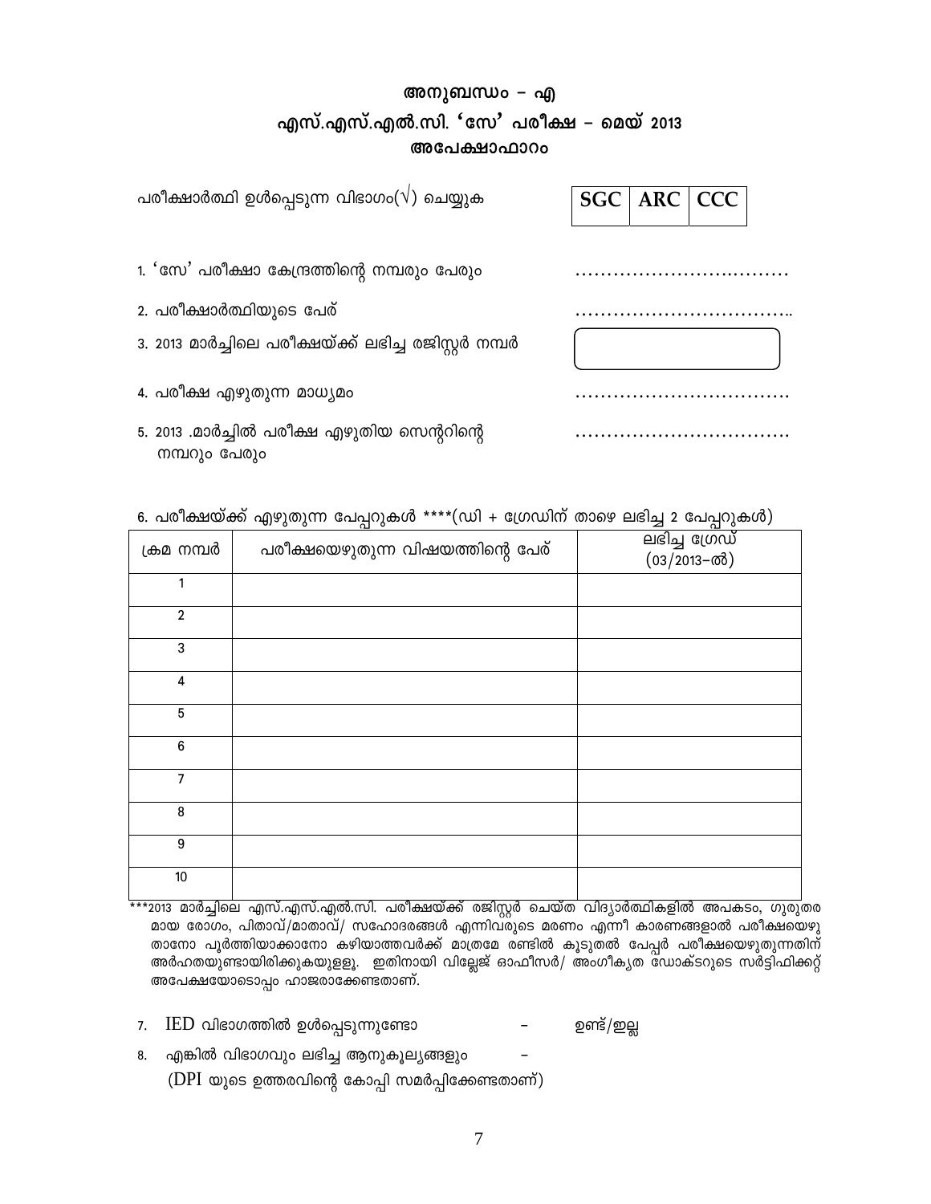# അനുബന്ധം – എ

## എസ്.എസ്.എൽ.സി. 'സേ' പരീക്ഷ – മെയ് 2013

### അപേക്ഷാഫാറം

പരീക്ഷാർത്ഥി ഉൾപ്പെടുന്ന വിഭാഗം(√) ചെയ്യുക

| SGC | ARC | CCC |
|---|---|---|

1. 'സേ' പരീക്ഷാ കേന്ദ്രത്തിന്റെ നമ്പരും പേരും ..............................
2. പരീക്ഷാർത്ഥിയുടെ പേര് ..............................
3. 2013 മാർച്ചിലെ പരീക്ഷയ്ക്ക് ലഭിച്ച രജിസ്റ്റർ നമ്പർ
4. പരീക്ഷ എഴുതുന്ന മാധ്യമം ..............................
5. 2013 .മാർച്ചിൽ പരീക്ഷ എഴുതിയ സെന്ററിന്റെ നമ്പറും പേരും ..............................

6. പരീക്ഷയ്ക്ക് എഴുതുന്ന പേപ്പറുകൾ ****(ഡി + ഗ്രേഡിന് താഴെ ലഭിച്ച 2 പേപ്പറുകൾ)

| ക്രമ നമ്പർ | പരീക്ഷയെഴുതുന്ന വിഷയത്തിന്റെ പേര് | ലഭിച്ച ഗ്രേഡ് (03/2013–ൽ) |
|---|---|---|
| 1 | | |
| 2 | | |
| 3 | | |
| 4 | | |
| 5 | | |
| 6 | | |
| 7 | | |
| 8 | | |
| 9 | | |
| 10 | | |

***2013 മാർച്ചിലെ എസ്.എസ്.എൽ.സി. പരീക്ഷയ്ക്ക് രജിസ്റ്റർ ചെയ്ത വിദ്യാർത്ഥികളിൽ അപകടം, ഗുരുതര മായ രോഗം, പിതാവ്/മാതാവ്/ സഹോദരങ്ങൾ എന്നിവരുടെ മരണം എന്നീ കാരണങ്ങളാൽ പരീക്ഷയെഴു താനോ പൂർത്തിയാക്കാനോ കഴിയാത്തവർക്ക് മാത്രമേ രണ്ടിൽ കൂടുതൽ പേപ്പർ പരീക്ഷയെഴുതുന്നതിന് അർഹതയുണ്ടായിരിക്കുകയുള്ളൂ. ഇതിനായി വില്ലേജ് ഓഫീസർ/ അംഗീകൃത ഡോക്ടറുടെ സർട്ടിഫിക്കറ്റ് അപേക്ഷയോടൊപ്പം ഹാജരാക്കേണ്ടതാണ്.

7. IED വിഭാഗത്തിൽ ഉൾപ്പെടുന്നുണ്ടോ – ഉണ്ട്/ഇല്ല
8. എങ്കിൽ വിഭാഗവും ലഭിച്ച ആനുകൂല്യങ്ങളും –
   (DPI യുടെ ഉത്തരവിന്റെ കോപ്പി സമർപ്പിക്കേണ്ടതാണ്)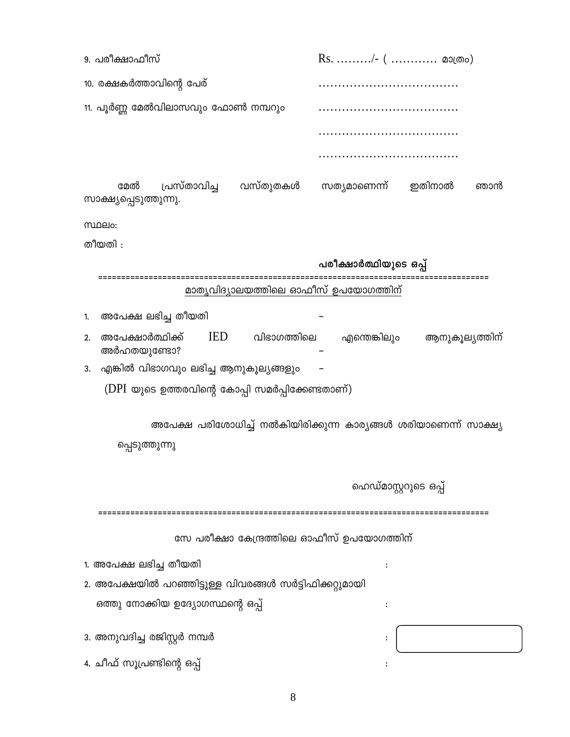9. പരീക്ഷാഫീസ് Rs. ………/- ( ………… മാത്രം)

10. രക്ഷകർത്താവിന്റെ പേര് ………………………………

11. പൂർണ്ണ മേൽവിലാസവും ഫോൺ നമ്പറും ………………………………

………………………………

………………………………

മേൽ പ്രസ്താവിച്ച വസ്തുതകൾ സത്യമാണെന്ന് ഇതിനാൽ ഞാൻ സാക്ഷ്യപ്പെടുത്തുന്നു.

സ്ഥലം:

തീയതി :

**പരീക്ഷാർത്ഥിയുടെ ഒപ്പ്**

================================================================================

<u>മാതൃവിദ്യാലയത്തിലെ ഓഫീസ് ഉപയോഗത്തിന്</u>

1. അപേക്ഷ ലഭിച്ച തീയതി –
2. അപേക്ഷാർത്ഥിക്ക് IED വിഭാഗത്തിലെ എന്തെങ്കിലും ആനുകൂല്യത്തിന് അർഹതയുണ്ടോ? –
3. എങ്കിൽ വിഭാഗവും ലഭിച്ച ആനുകൂല്യങ്ങളും –

(DPI യുടെ ഉത്തരവിന്റെ കോപ്പി സമർപ്പിക്കേണ്ടതാണ്)

അപേക്ഷ പരിശോധിച്ച് നൽകിയിരിക്കുന്ന കാര്യങ്ങൾ ശരിയാണെന്ന് സാക്ഷ്യപ്പെടുത്തുന്നു

ഹെഡ്മാസ്റ്ററുടെ ഒപ്പ്

================================================================================

സേ പരീക്ഷാ കേന്ദ്രത്തിലെ ഓഫീസ് ഉപയോഗത്തിന്

1. അപേക്ഷ ലഭിച്ച തീയതി :
2. അപേക്ഷയിൽ പറഞ്ഞിട്ടുള്ള വിവരങ്ങൾ സർട്ടിഫിക്കറ്റുമായി ഒത്തു നോക്കിയ ഉദ്യോഗസ്ഥന്റെ ഒപ്പ് :
3. അനുവദിച്ച രജിസ്റ്റർ നമ്പർ :
4. ചീഫ് സൂപ്രണ്ടിന്റെ ഒപ്പ് :